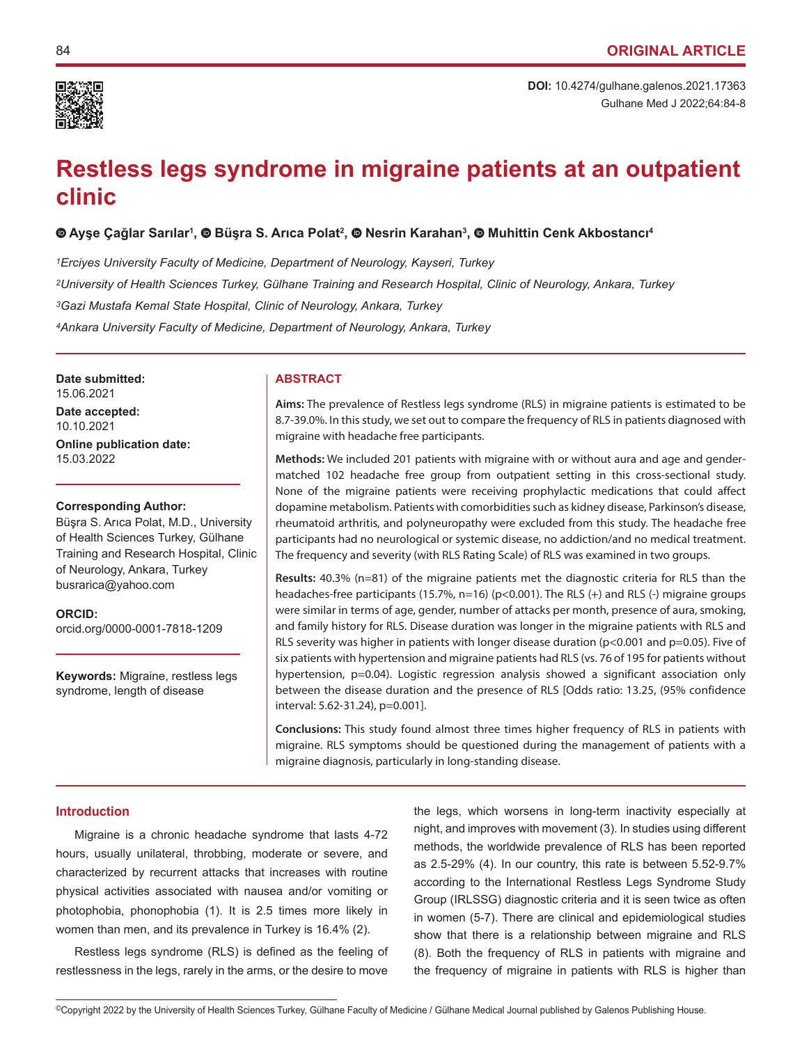ORIGINAL ARTICLE

DOI: 10.4274/gulhane.galenos.2021.17363

# Restless legs syndrome in migraine patients at an outpatient clinic

Ayşe Çağlar Sarılar[1], Büşra S. Arıca Polat[2], Nesrin Karahan[3], Muhittin Cenk Akbostancı[4]

[1]*Erciyes University Faculty of Medicine, Department of Neurology, Kayseri, Turkey*

[2]*University of Health Sciences Turkey, Gülhane Training and Research Hospital, Clinic of Neurology, Ankara, Turkey*

[3]*Gazi Mustafa Kemal State Hospital, Clinic of Neurology, Ankara, Turkey*

[4]*Ankara University Faculty of Medicine, Department of Neurology, Ankara, Turkey*

**Date submitted:** 15.06.2021

**Date accepted:** 10.10.2021

**Online publication date:** 15.03.2022

**Corresponding Author:**
Büşra S. Arıca Polat, M.D., University of Health Sciences Turkey, Gülhane Training and Research Hospital, Clinic of Neurology, Ankara, Turkey
busrarica@yahoo.com

**ORCID:**
orcid.org/0000-0001-7818-1209

**Keywords:** Migraine, restless legs syndrome, length of disease

## ABSTRACT

**Aims:** The prevalence of Restless legs syndrome (RLS) in migraine patients is estimated to be 8.7-39.0%. In this study, we set out to compare the frequency of RLS in patients diagnosed with migraine with headache free participants.

**Methods:** We included 201 patients with migraine with or without aura and age and gender-matched 102 headache free group from outpatient setting in this cross-sectional study. None of the migraine patients were receiving prophylactic medications that could affect dopamine metabolism. Patients with comorbidities such as kidney disease, Parkinson's disease, rheumatoid arthritis, and polyneuropathy were excluded from this study. The headache free participants had no neurological or systemic disease, no addiction/and no medical treatment. The frequency and severity (with RLS Rating Scale) of RLS was examined in two groups.

**Results:** 40.3% (n=81) of the migraine patients met the diagnostic criteria for RLS than the headaches-free participants (15.7%, n=16) (p<0.001). The RLS (+) and RLS (-) migraine groups were similar in terms of age, gender, number of attacks per month, presence of aura, smoking, and family history for RLS. Disease duration was longer in the migraine patients with RLS and RLS severity was higher in patients with longer disease duration (p<0.001 and p=0.05). Five of six patients with hypertension and migraine patients had RLS (vs. 76 of 195 for patients without hypertension, p=0.04). Logistic regression analysis showed a significant association only between the disease duration and the presence of RLS [Odds ratio: 13.25, (95% confidence interval: 5.62-31.24), p=0.001].

**Conclusions:** This study found almost three times higher frequency of RLS in patients with migraine. RLS symptoms should be questioned during the management of patients with a migraine diagnosis, particularly in long-standing disease.

## Introduction

Migraine is a chronic headache syndrome that lasts 4-72 hours, usually unilateral, throbbing, moderate or severe, and characterized by recurrent attacks that increases with routine physical activities associated with nausea and/or vomiting or photophobia, phonophobia (1). It is 2.5 times more likely in women than men, and its prevalence in Turkey is 16.4% (2).

Restless legs syndrome (RLS) is defined as the feeling of restlessness in the legs, rarely in the arms, or the desire to move the legs, which worsens in long-term inactivity especially at night, and improves with movement (3). In studies using different methods, the worldwide prevalence of RLS has been reported as 2.5-29% (4). In our country, this rate is between 5.52-9.7% according to the International Restless Legs Syndrome Study Group (IRLSSG) diagnostic criteria and it is seen twice as often in women (5-7). There are clinical and epidemiological studies show that there is a relationship between migraine and RLS (8). Both the frequency of RLS in patients with migraine and the frequency of migraine in patients with RLS is higher than

©Copyright 2022 by the University of Health Sciences Turkey, Gülhane Faculty of Medicine / Gülhane Medical Journal published by Galenos Publishing House.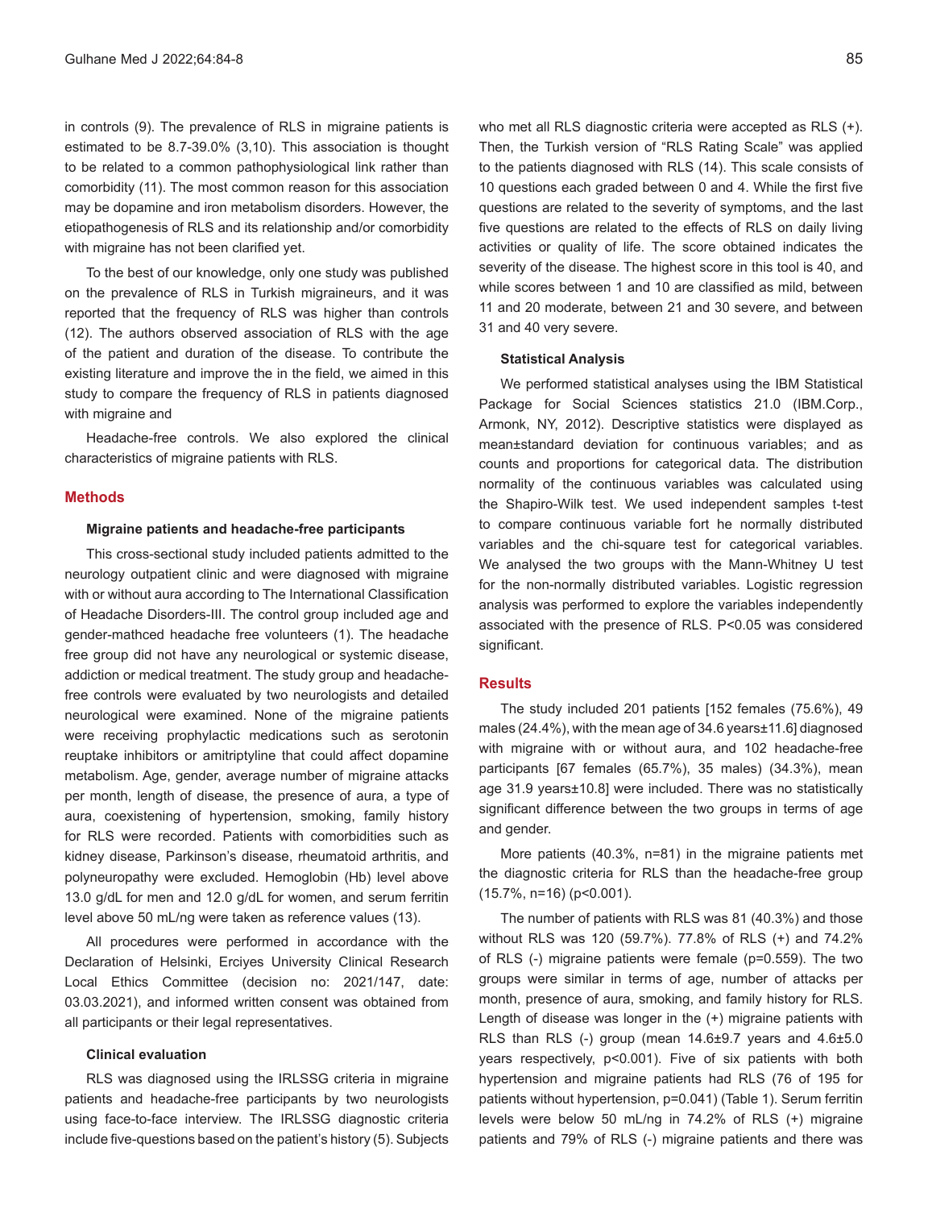in controls (9). The prevalence of RLS in migraine patients is estimated to be 8.7-39.0% (3,10). This association is thought to be related to a common pathophysiological link rather than comorbidity (11). The most common reason for this association may be dopamine and iron metabolism disorders. However, the etiopathogenesis of RLS and its relationship and/or comorbidity with migraine has not been clarified yet.

To the best of our knowledge, only one study was published on the prevalence of RLS in Turkish migraineurs, and it was reported that the frequency of RLS was higher than controls (12). The authors observed association of RLS with the age of the patient and duration of the disease. To contribute the existing literature and improve the in the field, we aimed in this study to compare the frequency of RLS in patients diagnosed with migraine and

Headache-free controls. We also explored the clinical characteristics of migraine patients with RLS.

## Methods

### Migraine patients and headache-free participants

This cross-sectional study included patients admitted to the neurology outpatient clinic and were diagnosed with migraine with or without aura according to The International Classification of Headache Disorders-III. The control group included age and gender-mathced headache free volunteers (1). The headache free group did not have any neurological or systemic disease, addiction or medical treatment. The study group and headache-free controls were evaluated by two neurologists and detailed neurological were examined. None of the migraine patients were receiving prophylactic medications such as serotonin reuptake inhibitors or amitriptyline that could affect dopamine metabolism. Age, gender, average number of migraine attacks per month, length of disease, the presence of aura, a type of aura, coexistening of hypertension, smoking, family history for RLS were recorded. Patients with comorbidities such as kidney disease, Parkinson's disease, rheumatoid arthritis, and polyneuropathy were excluded. Hemoglobin (Hb) level above 13.0 g/dL for men and 12.0 g/dL for women, and serum ferritin level above 50 mL/ng were taken as reference values (13).

All procedures were performed in accordance with the Declaration of Helsinki, Erciyes University Clinical Research Local Ethics Committee (decision no: 2021/147, date: 03.03.2021), and informed written consent was obtained from all participants or their legal representatives.

### Clinical evaluation

RLS was diagnosed using the IRLSSG criteria in migraine patients and headache-free participants by two neurologists using face-to-face interview. The IRLSSG diagnostic criteria include five-questions based on the patient's history (5). Subjects who met all RLS diagnostic criteria were accepted as RLS (+). Then, the Turkish version of "RLS Rating Scale" was applied to the patients diagnosed with RLS (14). This scale consists of 10 questions each graded between 0 and 4. While the first five questions are related to the severity of symptoms, and the last five questions are related to the effects of RLS on daily living activities or quality of life. The score obtained indicates the severity of the disease. The highest score in this tool is 40, and while scores between 1 and 10 are classified as mild, between 11 and 20 moderate, between 21 and 30 severe, and between 31 and 40 very severe.

### Statistical Analysis

We performed statistical analyses using the IBM Statistical Package for Social Sciences statistics 21.0 (IBM.Corp., Armonk, NY, 2012). Descriptive statistics were displayed as mean±standard deviation for continuous variables; and as counts and proportions for categorical data. The distribution normality of the continuous variables was calculated using the Shapiro-Wilk test. We used independent samples t-test to compare continuous variable fort he normally distributed variables and the chi-square test for categorical variables. We analysed the two groups with the Mann-Whitney U test for the non-normally distributed variables. Logistic regression analysis was performed to explore the variables independently associated with the presence of RLS. P<0.05 was considered significant.

## Results

The study included 201 patients [152 females (75.6%), 49 males (24.4%), with the mean age of 34.6 years±11.6] diagnosed with migraine with or without aura, and 102 headache-free participants [67 females (65.7%), 35 males) (34.3%), mean age 31.9 years±10.8] were included. There was no statistically significant difference between the two groups in terms of age and gender.

More patients (40.3%, n=81) in the migraine patients met the diagnostic criteria for RLS than the headache-free group (15.7%, n=16) (p<0.001).

The number of patients with RLS was 81 (40.3%) and those without RLS was 120 (59.7%). 77.8% of RLS (+) and 74.2% of RLS (-) migraine patients were female (p=0.559). The two groups were similar in terms of age, number of attacks per month, presence of aura, smoking, and family history for RLS. Length of disease was longer in the (+) migraine patients with RLS than RLS (-) group (mean 14.6±9.7 years and 4.6±5.0 years respectively, p<0.001). Five of six patients with both hypertension and migraine patients had RLS (76 of 195 for patients without hypertension, p=0.041) (Table 1). Serum ferritin levels were below 50 mL/ng in 74.2% of RLS (+) migraine patients and 79% of RLS (-) migraine patients and there was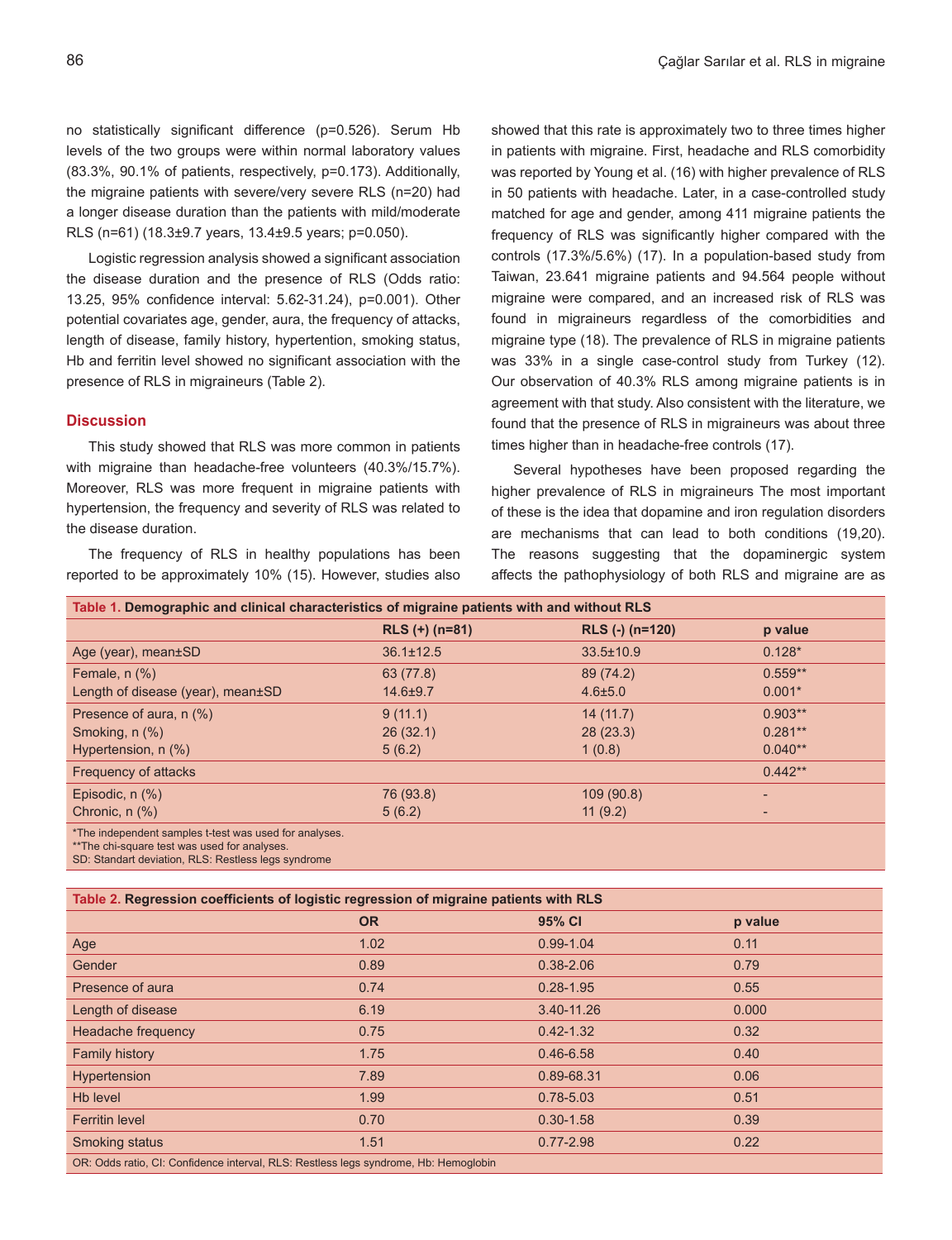no statistically significant difference (p=0.526). Serum Hb levels of the two groups were within normal laboratory values (83.3%, 90.1% of patients, respectively, p=0.173). Additionally, the migraine patients with severe/very severe RLS (n=20) had a longer disease duration than the patients with mild/moderate RLS (n=61) (18.3±9.7 years, 13.4±9.5 years; p=0.050).

Logistic regression analysis showed a significant association the disease duration and the presence of RLS (Odds ratio: 13.25, 95% confidence interval: 5.62-31.24), p=0.001). Other potential covariates age, gender, aura, the frequency of attacks, length of disease, family history, hypertention, smoking status, Hb and ferritin level showed no significant association with the presence of RLS in migraineurs (Table 2).

## Discussion

This study showed that RLS was more common in patients with migraine than headache-free volunteers (40.3%/15.7%). Moreover, RLS was more frequent in migraine patients with hypertension, the frequency and severity of RLS was related to the disease duration.

The frequency of RLS in healthy populations has been reported to be approximately 10% (15). However, studies also showed that this rate is approximately two to three times higher in patients with migraine. First, headache and RLS comorbidity was reported by Young et al. (16) with higher prevalence of RLS in 50 patients with headache. Later, in a case-controlled study matched for age and gender, among 411 migraine patients the frequency of RLS was significantly higher compared with the controls (17.3%/5.6%) (17). In a population-based study from Taiwan, 23.641 migraine patients and 94.564 people without migraine were compared, and an increased risk of RLS was found in migraineurs regardless of the comorbidities and migraine type (18). The prevalence of RLS in migraine patients was 33% in a single case-control study from Turkey (12). Our observation of 40.3% RLS among migraine patients is in agreement with that study. Also consistent with the literature, we found that the presence of RLS in migraineurs was about three times higher than in headache-free controls (17).

Several hypotheses have been proposed regarding the higher prevalence of RLS in migraineurs The most important of these is the idea that dopamine and iron regulation disorders are mechanisms that can lead to both conditions (19,20). The reasons suggesting that the dopaminergic system affects the pathophysiology of both RLS and migraine are as

**Table 1. Demographic and clinical characteristics of migraine patients with and without RLS**

| | RLS (+) (n=81) | RLS (-) (n=120) | p value |
|---|---|---|---|
| Age (year), mean±SD | 36.1±12.5 | 33.5±10.9 | 0.128* |
| Female, n (%) | 63 (77.8) | 89 (74.2) | 0.559** |
| Length of disease (year), mean±SD | 14.6±9.7 | 4.6±5.0 | 0.001* |
| Presence of aura, n (%) | 9 (11.1) | 14 (11.7) | 0.903** |
| Smoking, n (%) | 26 (32.1) | 28 (23.3) | 0.281** |
| Hypertension, n (%) | 5 (6.2) | 1 (0.8) | 0.040** |
| Frequency of attacks | | | 0.442** |
| Episodic, n (%) | 76 (93.8) | 109 (90.8) | - |
| Chronic, n (%) | 5 (6.2) | 11 (9.2) | - |

*The independent samples t-test was used for analyses.
**The chi-square test was used for analyses.
SD: Standart deviation, RLS: Restless legs syndrome

**Table 2. Regression coefficients of logistic regression of migraine patients with RLS**

| | OR | 95% CI | p value |
|---|---|---|---|
| Age | 1.02 | 0.99-1.04 | 0.11 |
| Gender | 0.89 | 0.38-2.06 | 0.79 |
| Presence of aura | 0.74 | 0.28-1.95 | 0.55 |
| Length of disease | 6.19 | 3.40-11.26 | 0.000 |
| Headache frequency | 0.75 | 0.42-1.32 | 0.32 |
| Family history | 1.75 | 0.46-6.58 | 0.40 |
| Hypertension | 7.89 | 0.89-68.31 | 0.06 |
| Hb level | 1.99 | 0.78-5.03 | 0.51 |
| Ferritin level | 0.70 | 0.30-1.58 | 0.39 |
| Smoking status | 1.51 | 0.77-2.98 | 0.22 |

OR: Odds ratio, CI: Confidence interval, RLS: Restless legs syndrome, Hb: Hemoglobin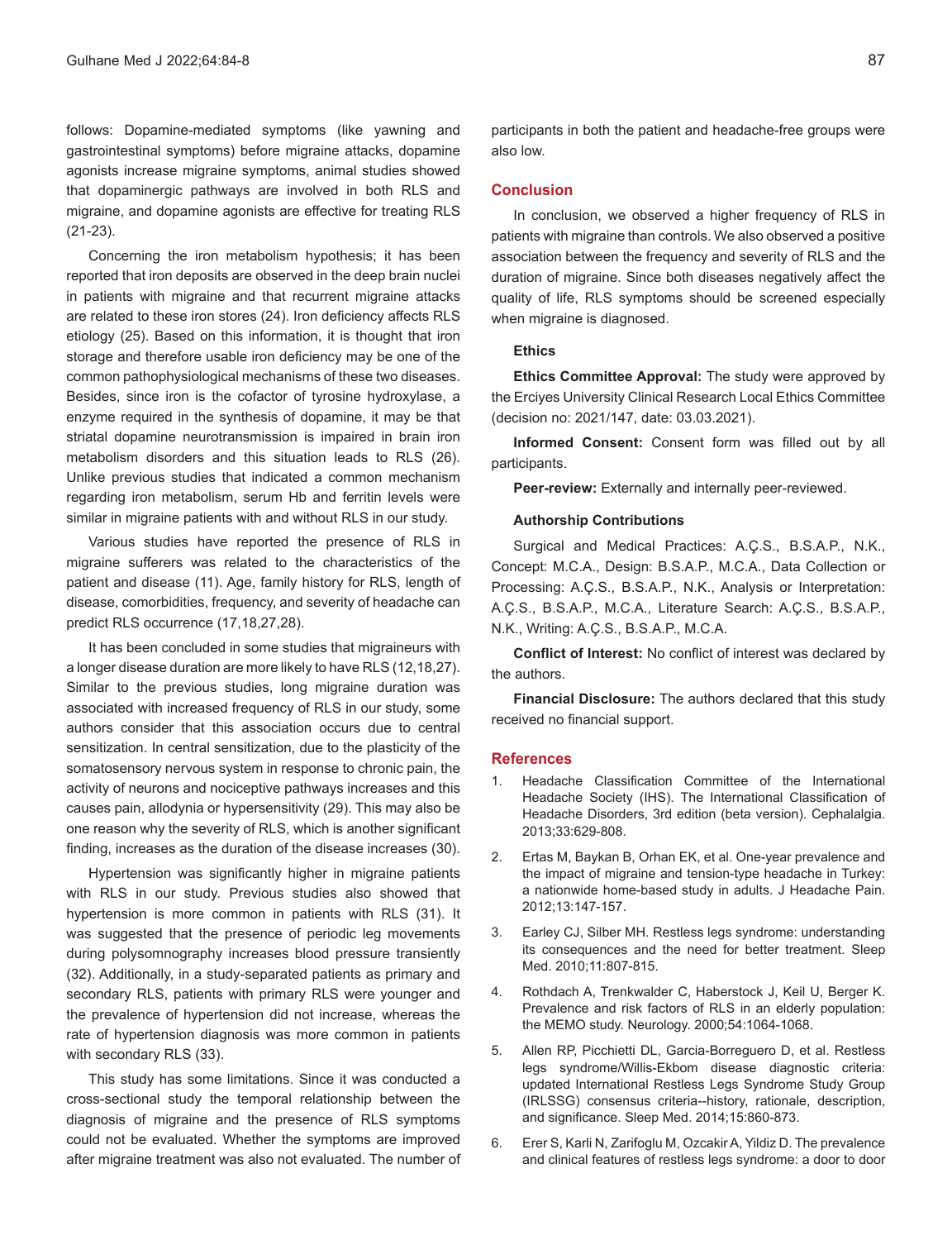follows: Dopamine-mediated symptoms (like yawning and gastrointestinal symptoms) before migraine attacks, dopamine agonists increase migraine symptoms, animal studies showed that dopaminergic pathways are involved in both RLS and migraine, and dopamine agonists are effective for treating RLS (21-23).

Concerning the iron metabolism hypothesis; it has been reported that iron deposits are observed in the deep brain nuclei in patients with migraine and that recurrent migraine attacks are related to these iron stores (24). Iron deficiency affects RLS etiology (25). Based on this information, it is thought that iron storage and therefore usable iron deficiency may be one of the common pathophysiological mechanisms of these two diseases. Besides, since iron is the cofactor of tyrosine hydroxylase, a enzyme required in the synthesis of dopamine, it may be that striatal dopamine neurotransmission is impaired in brain iron metabolism disorders and this situation leads to RLS (26). Unlike previous studies that indicated a common mechanism regarding iron metabolism, serum Hb and ferritin levels were similar in migraine patients with and without RLS in our study.

Various studies have reported the presence of RLS in migraine sufferers was related to the characteristics of the patient and disease (11). Age, family history for RLS, length of disease, comorbidities, frequency, and severity of headache can predict RLS occurrence (17,18,27,28).

It has been concluded in some studies that migraineurs with a longer disease duration are more likely to have RLS (12,18,27). Similar to the previous studies, long migraine duration was associated with increased frequency of RLS in our study, some authors consider that this association occurs due to central sensitization. In central sensitization, due to the plasticity of the somatosensory nervous system in response to chronic pain, the activity of neurons and nociceptive pathways increases and this causes pain, allodynia or hypersensitivity (29). This may also be one reason why the severity of RLS, which is another significant finding, increases as the duration of the disease increases (30).

Hypertension was significantly higher in migraine patients with RLS in our study. Previous studies also showed that hypertension is more common in patients with RLS (31). It was suggested that the presence of periodic leg movements during polysomnography increases blood pressure transiently (32). Additionally, in a study-separated patients as primary and secondary RLS, patients with primary RLS were younger and the prevalence of hypertension did not increase, whereas the rate of hypertension diagnosis was more common in patients with secondary RLS (33).

This study has some limitations. Since it was conducted a cross-sectional study the temporal relationship between the diagnosis of migraine and the presence of RLS symptoms could not be evaluated. Whether the symptoms are improved after migraine treatment was also not evaluated. The number of participants in both the patient and headache-free groups were also low.

## Conclusion

In conclusion, we observed a higher frequency of RLS in patients with migraine than controls. We also observed a positive association between the frequency and severity of RLS and the duration of migraine. Since both diseases negatively affect the quality of life, RLS symptoms should be screened especially when migraine is diagnosed.

### Ethics

**Ethics Committee Approval:** The study were approved by the Erciyes University Clinical Research Local Ethics Committee (decision no: 2021/147, date: 03.03.2021).

**Informed Consent:** Consent form was filled out by all participants.

**Peer-review:** Externally and internally peer-reviewed.

### Authorship Contributions

Surgical and Medical Practices: A.Ç.S., B.S.A.P., N.K., Concept: M.C.A., Design: B.S.A.P., M.C.A., Data Collection or Processing: A.Ç.S., B.S.A.P., N.K., Analysis or Interpretation: A.Ç.S., B.S.A.P., M.C.A., Literature Search: A.Ç.S., B.S.A.P., N.K., Writing: A.Ç.S., B.S.A.P., M.C.A.

**Conflict of Interest:** No conflict of interest was declared by the authors.

**Financial Disclosure:** The authors declared that this study received no financial support.

## References

1. Headache Classification Committee of the International Headache Society (IHS). The International Classification of Headache Disorders, 3rd edition (beta version). Cephalalgia. 2013;33:629-808.
2. Ertas M, Baykan B, Orhan EK, et al. One-year prevalence and the impact of migraine and tension-type headache in Turkey: a nationwide home-based study in adults. J Headache Pain. 2012;13:147-157.
3. Earley CJ, Silber MH. Restless legs syndrome: understanding its consequences and the need for better treatment. Sleep Med. 2010;11:807-815.
4. Rothdach A, Trenkwalder C, Haberstock J, Keil U, Berger K. Prevalence and risk factors of RLS in an elderly population: the MEMO study. Neurology. 2000;54:1064-1068.
5. Allen RP, Picchietti DL, Garcia-Borreguero D, et al. Restless legs syndrome/Willis-Ekbom disease diagnostic criteria: updated International Restless Legs Syndrome Study Group (IRLSSG) consensus criteria--history, rationale, description, and significance. Sleep Med. 2014;15:860-873.
6. Erer S, Karli N, Zarifoglu M, Ozcakir A, Yildiz D. The prevalence and clinical features of restless legs syndrome: a door to door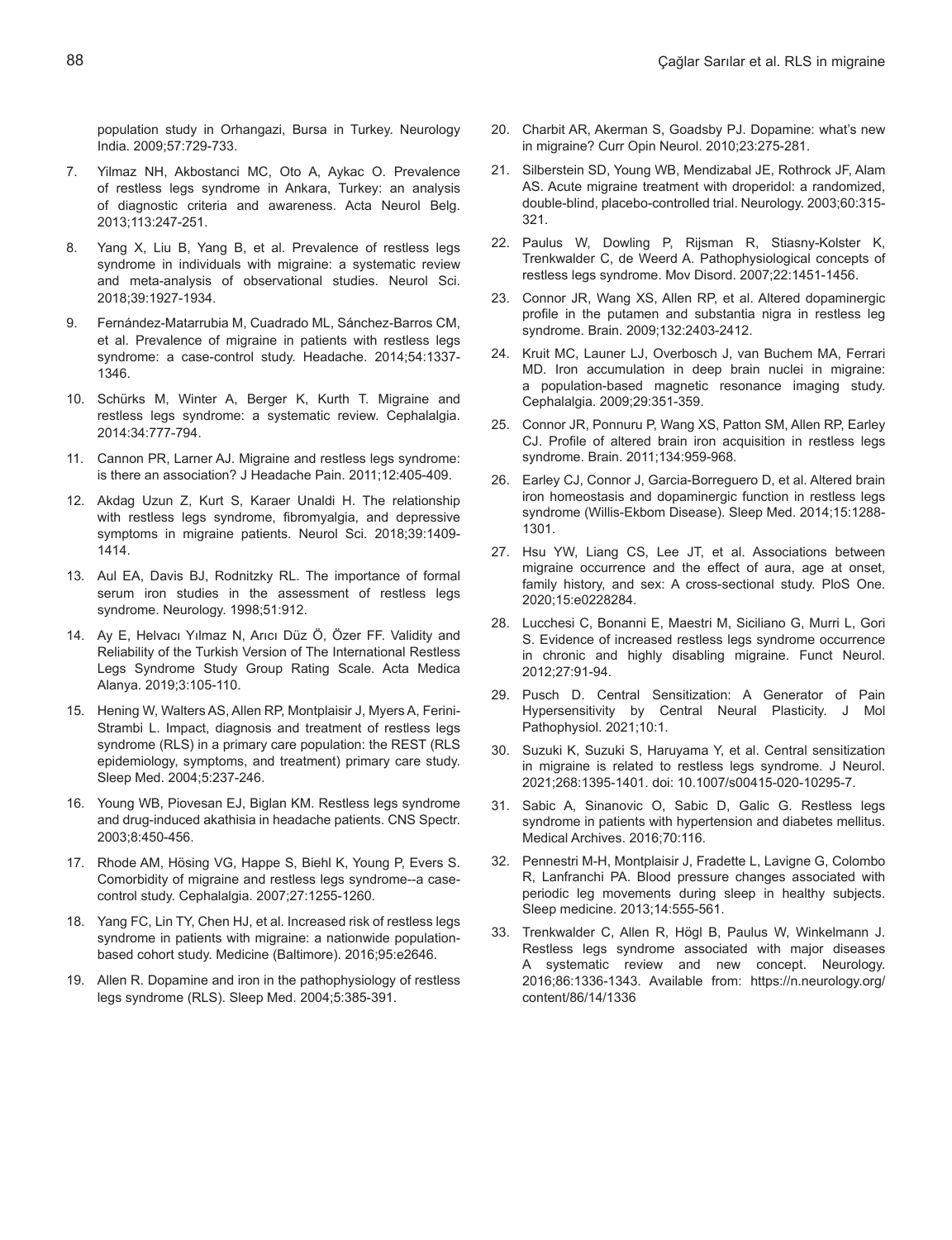population study in Orhangazi, Bursa in Turkey. Neurology India. 2009;57:729-733.

7. Yilmaz NH, Akbostanci MC, Oto A, Aykac O. Prevalence of restless legs syndrome in Ankara, Turkey: an analysis of diagnostic criteria and awareness. Acta Neurol Belg. 2013;113:247-251.

8. Yang X, Liu B, Yang B, et al. Prevalence of restless legs syndrome in individuals with migraine: a systematic review and meta-analysis of observational studies. Neurol Sci. 2018;39:1927-1934.

9. Fernández-Matarrubia M, Cuadrado ML, Sánchez-Barros CM, et al. Prevalence of migraine in patients with restless legs syndrome: a case-control study. Headache. 2014;54:1337-1346.

10. Schürks M, Winter A, Berger K, Kurth T. Migraine and restless legs syndrome: a systematic review. Cephalalgia. 2014:34:777-794.

11. Cannon PR, Larner AJ. Migraine and restless legs syndrome: is there an association? J Headache Pain. 2011;12:405-409.

12. Akdag Uzun Z, Kurt S, Karaer Unaldi H. The relationship with restless legs syndrome, fibromyalgia, and depressive symptoms in migraine patients. Neurol Sci. 2018;39:1409-1414.

13. Aul EA, Davis BJ, Rodnitzky RL. The importance of formal serum iron studies in the assessment of restless legs syndrome. Neurology. 1998;51:912.

14. Ay E, Helvacı Yılmaz N, Arıcı Düz Ö, Özer FF. Validity and Reliability of the Turkish Version of The International Restless Legs Syndrome Study Group Rating Scale. Acta Medica Alanya. 2019;3:105-110.

15. Hening W, Walters AS, Allen RP, Montplaisir J, Myers A, Ferini-Strambi L. Impact, diagnosis and treatment of restless legs syndrome (RLS) in a primary care population: the REST (RLS epidemiology, symptoms, and treatment) primary care study. Sleep Med. 2004;5:237-246.

16. Young WB, Piovesan EJ, Biglan KM. Restless legs syndrome and drug-induced akathisia in headache patients. CNS Spectr. 2003;8:450-456.

17. Rhode AM, Hösing VG, Happe S, Biehl K, Young P, Evers S. Comorbidity of migraine and restless legs syndrome--a case-control study. Cephalalgia. 2007;27:1255-1260.

18. Yang FC, Lin TY, Chen HJ, et al. Increased risk of restless legs syndrome in patients with migraine: a nationwide population-based cohort study. Medicine (Baltimore). 2016;95:e2646.

19. Allen R. Dopamine and iron in the pathophysiology of restless legs syndrome (RLS). Sleep Med. 2004;5:385-391.

20. Charbit AR, Akerman S, Goadsby PJ. Dopamine: what's new in migraine? Curr Opin Neurol. 2010;23:275-281.

21. Silberstein SD, Young WB, Mendizabal JE, Rothrock JF, Alam AS. Acute migraine treatment with droperidol: a randomized, double-blind, placebo-controlled trial. Neurology. 2003;60:315-321.

22. Paulus W, Dowling P, Rijsman R, Stiasny-Kolster K, Trenkwalder C, de Weerd A. Pathophysiological concepts of restless legs syndrome. Mov Disord. 2007;22:1451-1456.

23. Connor JR, Wang XS, Allen RP, et al. Altered dopaminergic profile in the putamen and substantia nigra in restless leg syndrome. Brain. 2009;132:2403-2412.

24. Kruit MC, Launer LJ, Overbosch J, van Buchem MA, Ferrari MD. Iron accumulation in deep brain nuclei in migraine: a population-based magnetic resonance imaging study. Cephalalgia. 2009;29:351-359.

25. Connor JR, Ponnuru P, Wang XS, Patton SM, Allen RP, Earley CJ. Profile of altered brain iron acquisition in restless legs syndrome. Brain. 2011;134:959-968.

26. Earley CJ, Connor J, Garcia-Borreguero D, et al. Altered brain iron homeostasis and dopaminergic function in restless legs syndrome (Willis-Ekbom Disease). Sleep Med. 2014;15:1288-1301.

27. Hsu YW, Liang CS, Lee JT, et al. Associations between migraine occurrence and the effect of aura, age at onset, family history, and sex: A cross-sectional study. PloS One. 2020;15:e0228284.

28. Lucchesi C, Bonanni E, Maestri M, Siciliano G, Murri L, Gori S. Evidence of increased restless legs syndrome occurrence in chronic and highly disabling migraine. Funct Neurol. 2012;27:91-94.

29. Pusch D. Central Sensitization: A Generator of Pain Hypersensitivity by Central Neural Plasticity. J Mol Pathophysiol. 2021;10:1.

30. Suzuki K, Suzuki S, Haruyama Y, et al. Central sensitization in migraine is related to restless legs syndrome. J Neurol. 2021;268:1395-1401. doi: 10.1007/s00415-020-10295-7.

31. Sabic A, Sinanovic O, Sabic D, Galic G. Restless legs syndrome in patients with hypertension and diabetes mellitus. Medical Archives. 2016;70:116.

32. Pennestri M-H, Montplaisir J, Fradette L, Lavigne G, Colombo R, Lanfranchi PA. Blood pressure changes associated with periodic leg movements during sleep in healthy subjects. Sleep medicine. 2013;14:555-561.

33. Trenkwalder C, Allen R, Högl B, Paulus W, Winkelmann J. Restless legs syndrome associated with major diseases A systematic review and new concept. Neurology. 2016;86:1336-1343. Available from: https://n.neurology.org/content/86/14/1336